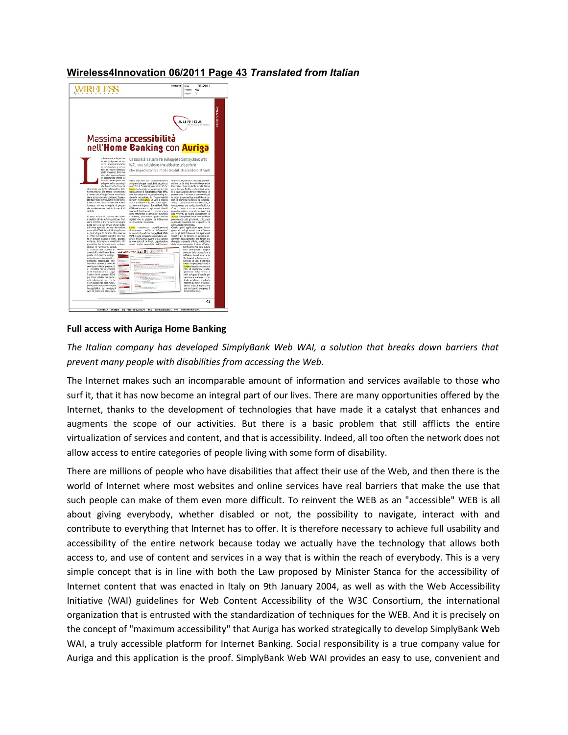**Wireless4Innovation 06/2011 Page 43** ***Translated from Italian***

**Full access with Auriga Home Banking**

*The Italian company has developed SimplyBank Web WAI, a solution that breaks down barriers that prevent many people with disabilities from accessing the Web.*

The Internet makes such an incomparable amount of information and services available to those who surf it, that it has now become an integral part of our lives. There are many opportunities offered by the Internet, thanks to the development of technologies that have made it a catalyst that enhances and augments the scope of our activities. But there is a basic problem that still afflicts the entire virtualization of services and content, and that is accessibility. Indeed, all too often the network does not allow access to entire categories of people living with some form of disability.

There are millions of people who have disabilities that affect their use of the Web, and then there is the world of Internet where most websites and online services have real barriers that make the use that such people can make of them even more difficult. To reinvent the WEB as an "accessible" WEB is all about giving everybody, whether disabled or not, the possibility to navigate, interact with and contribute to everything that Internet has to offer. It is therefore necessary to achieve full usability and accessibility of the entire network because today we actually have the technology that allows both access to, and use of content and services in a way that is within the reach of everybody. This is a very simple concept that is in line with both the Law proposed by Minister Stanca for the accessibility of Internet content that was enacted in Italy on 9th January 2004, as well as with the Web Accessibility Initiative (WAI) guidelines for Web Content Accessibility of the W3C Consortium, the international organization that is entrusted with the standardization of techniques for the WEB. And it is precisely on the concept of "maximum accessibility" that Auriga has worked strategically to develop SimplyBank Web WAI, a truly accessible platform for Internet Banking. Social responsibility is a true company value for Auriga and this application is the proof. SimplyBank Web WAI provides an easy to use, convenient and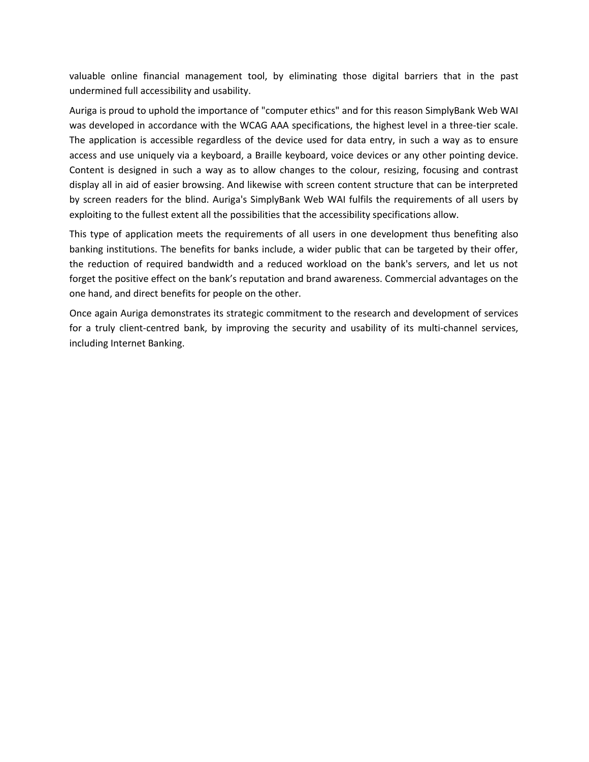valuable online financial management tool, by eliminating those digital barriers that in the past undermined full accessibility and usability.

Auriga is proud to uphold the importance of "computer ethics" and for this reason SimplyBank Web WAI was developed in accordance with the WCAG AAA specifications, the highest level in a three-tier scale. The application is accessible regardless of the device used for data entry, in such a way as to ensure access and use uniquely via a keyboard, a Braille keyboard, voice devices or any other pointing device. Content is designed in such a way as to allow changes to the colour, resizing, focusing and contrast display all in aid of easier browsing. And likewise with screen content structure that can be interpreted by screen readers for the blind. Auriga's SimplyBank Web WAI fulfils the requirements of all users by exploiting to the fullest extent all the possibilities that the accessibility specifications allow.

This type of application meets the requirements of all users in one development thus benefiting also banking institutions. The benefits for banks include, a wider public that can be targeted by their offer, the reduction of required bandwidth and a reduced workload on the bank's servers, and let us not forget the positive effect on the bank's reputation and brand awareness. Commercial advantages on the one hand, and direct benefits for people on the other.

Once again Auriga demonstrates its strategic commitment to the research and development of services for a truly client-centred bank, by improving the security and usability of its multi-channel services, including Internet Banking.